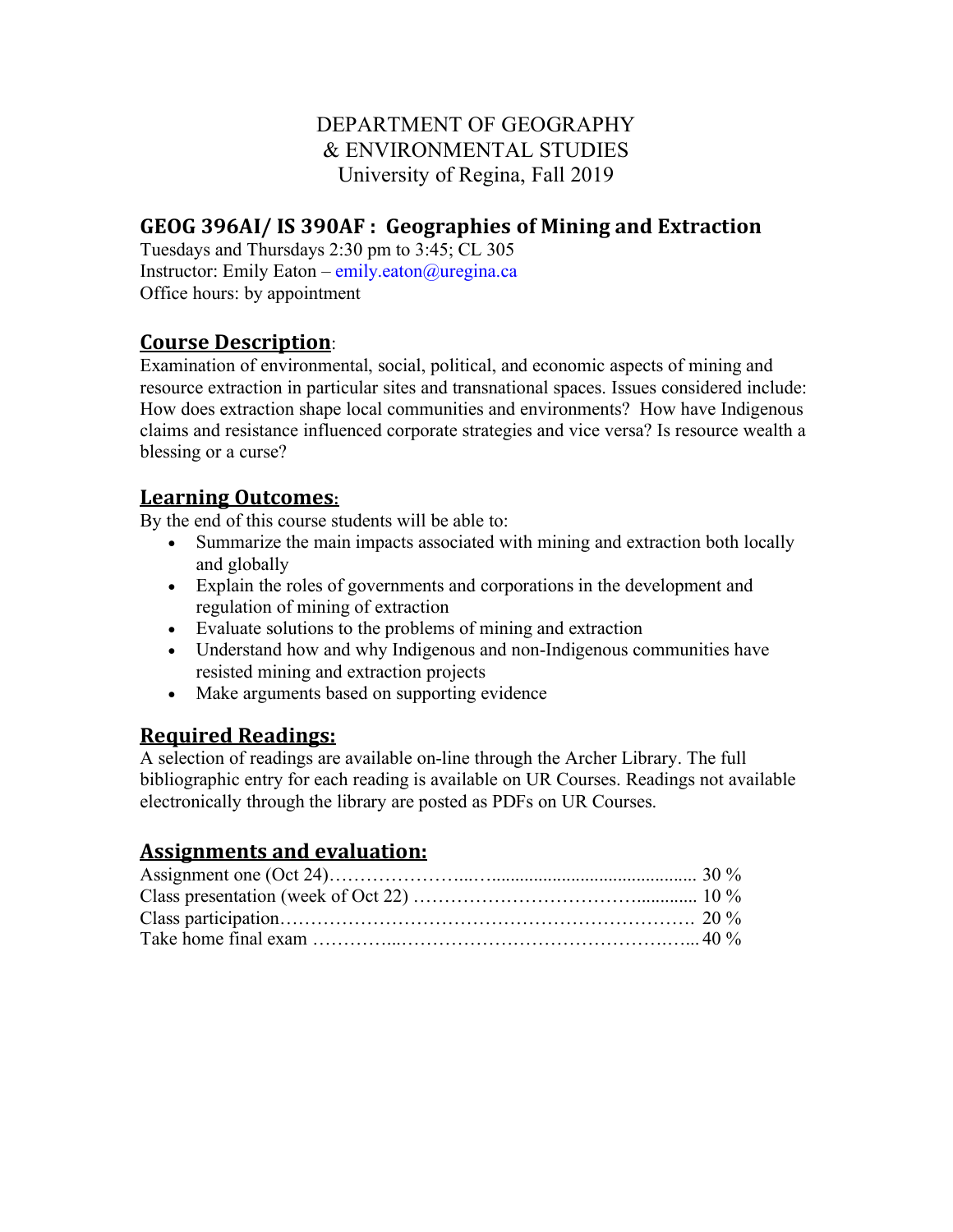DEPARTMENT OF GEOGRAPHY
& ENVIRONMENTAL STUDIES
University of Regina, Fall 2019

## GEOG 396AI/ IS 390AF : Geographies of Mining and Extraction

Tuesdays and Thursdays 2:30 pm to 3:45; CL 305
Instructor: Emily Eaton – emily.eaton@uregina.ca
Office hours: by appointment

## Course Description:

Examination of environmental, social, political, and economic aspects of mining and resource extraction in particular sites and transnational spaces. Issues considered include: How does extraction shape local communities and environments? How have Indigenous claims and resistance influenced corporate strategies and vice versa? Is resource wealth a blessing or a curse?

## Learning Outcomes:

By the end of this course students will be able to:

- Summarize the main impacts associated with mining and extraction both locally and globally
- Explain the roles of governments and corporations in the development and regulation of mining of extraction
- Evaluate solutions to the problems of mining and extraction
- Understand how and why Indigenous and non-Indigenous communities have resisted mining and extraction projects
- Make arguments based on supporting evidence

## Required Readings:

A selection of readings are available on-line through the Archer Library. The full bibliographic entry for each reading is available on UR Courses. Readings not available electronically through the library are posted as PDFs on UR Courses.

## Assignments and evaluation:

| | |
|---|---|
| Assignment one (Oct 24) | 30 % |
| Class presentation (week of Oct 22) | 10 % |
| Class participation | 20 % |
| Take home final exam | 40 % |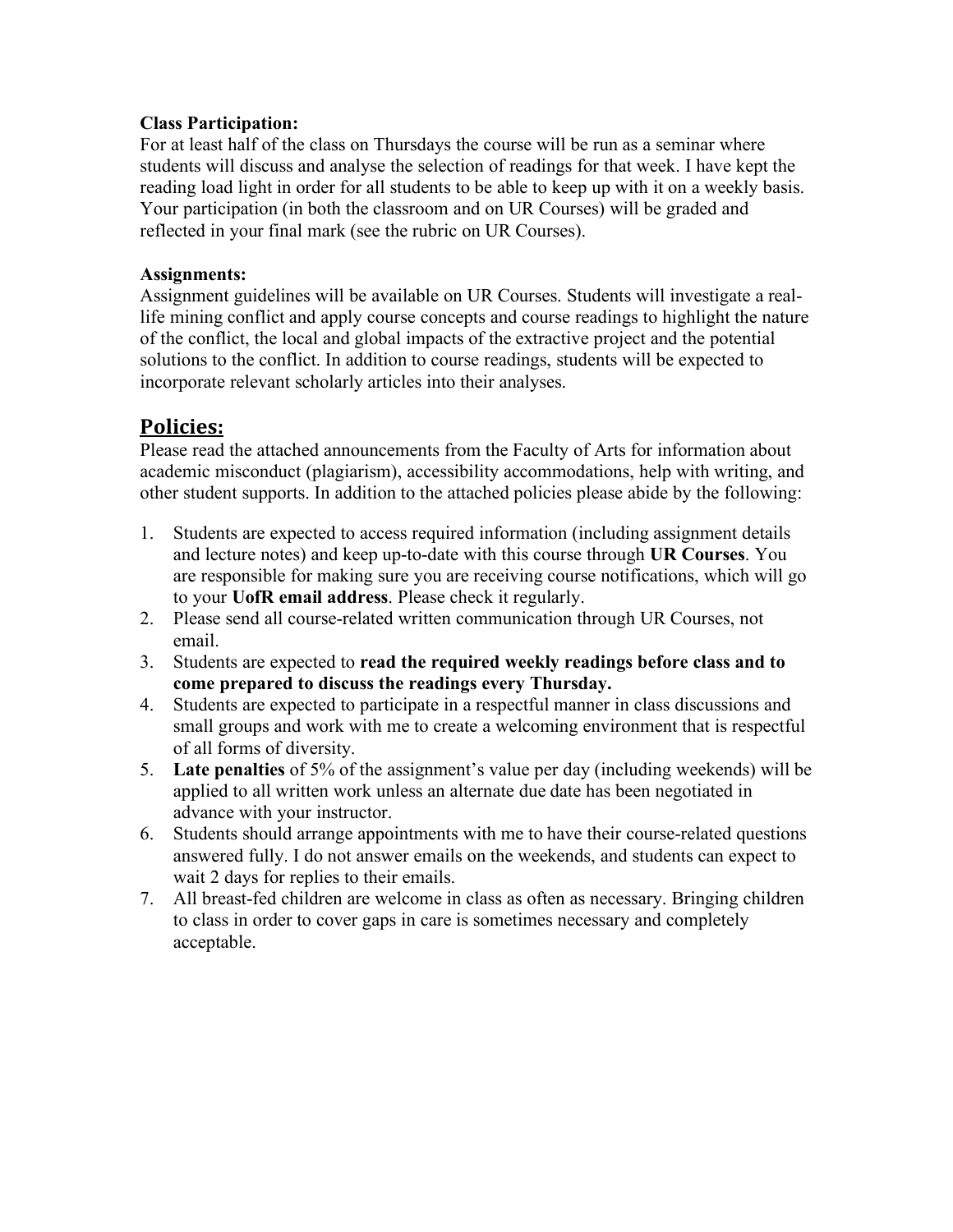**Class Participation:**
For at least half of the class on Thursdays the course will be run as a seminar where students will discuss and analyse the selection of readings for that week. I have kept the reading load light in order for all students to be able to keep up with it on a weekly basis. Your participation (in both the classroom and on UR Courses) will be graded and reflected in your final mark (see the rubric on UR Courses).

**Assignments:**
Assignment guidelines will be available on UR Courses. Students will investigate a real-life mining conflict and apply course concepts and course readings to highlight the nature of the conflict, the local and global impacts of the extractive project and the potential solutions to the conflict. In addition to course readings, students will be expected to incorporate relevant scholarly articles into their analyses.

## Policies:

Please read the attached announcements from the Faculty of Arts for information about academic misconduct (plagiarism), accessibility accommodations, help with writing, and other student supports. In addition to the attached policies please abide by the following:

1. Students are expected to access required information (including assignment details and lecture notes) and keep up-to-date with this course through **UR Courses**. You are responsible for making sure you are receiving course notifications, which will go to your **UofR email address**. Please check it regularly.
2. Please send all course-related written communication through UR Courses, not email.
3. Students are expected to **read the required weekly readings before class and to come prepared to discuss the readings every Thursday.**
4. Students are expected to participate in a respectful manner in class discussions and small groups and work with me to create a welcoming environment that is respectful of all forms of diversity.
5. **Late penalties** of 5% of the assignment's value per day (including weekends) will be applied to all written work unless an alternate due date has been negotiated in advance with your instructor.
6. Students should arrange appointments with me to have their course-related questions answered fully. I do not answer emails on the weekends, and students can expect to wait 2 days for replies to their emails.
7. All breast-fed children are welcome in class as often as necessary. Bringing children to class in order to cover gaps in care is sometimes necessary and completely acceptable.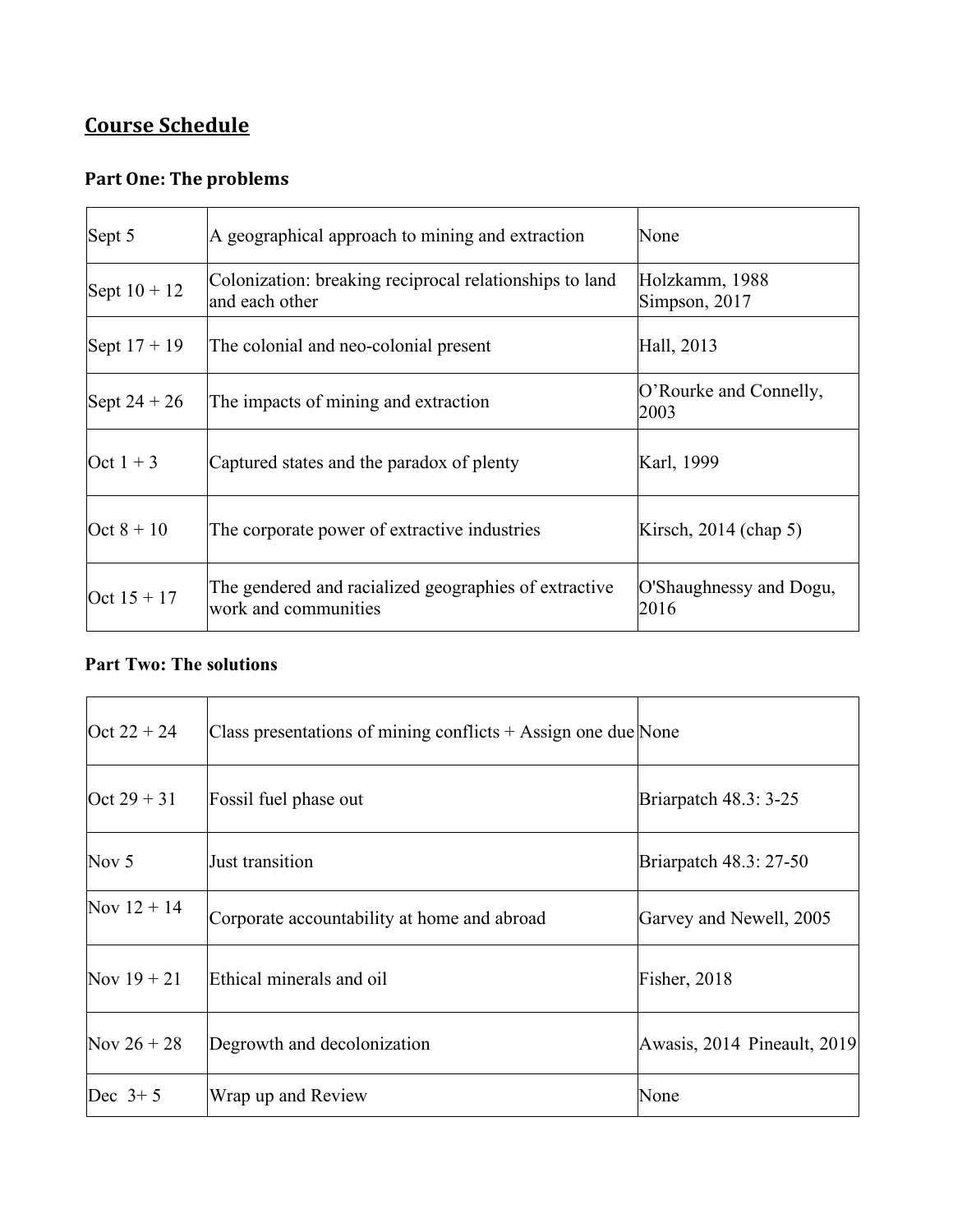## Course Schedule

### Part One: The problems

| | | |
|---|---|---|
| Sept 5 | A geographical approach to mining and extraction | None |
| Sept 10 + 12 | Colonization: breaking reciprocal relationships to land and each other | Holzkamm, 1988<br>Simpson, 2017 |
| Sept 17 + 19 | The colonial and neo-colonial present | Hall, 2013 |
| Sept 24 + 26 | The impacts of mining and extraction | O'Rourke and Connelly, 2003 |
| Oct 1 + 3 | Captured states and the paradox of plenty | Karl, 1999 |
| Oct 8 + 10 | The corporate power of extractive industries | Kirsch, 2014 (chap 5) |
| Oct 15 + 17 | The gendered and racialized geographies of extractive work and communities | O'Shaughnessy and Dogu, 2016 |

### Part Two: The solutions

| | | |
|---|---|---|
| Oct 22 + 24 | Class presentations of mining conflicts + Assign one due | None |
| Oct 29 + 31 | Fossil fuel phase out | Briarpatch 48.3: 3-25 |
| Nov 5 | Just transition | Briarpatch 48.3: 27-50 |
| Nov 12 + 14 | Corporate accountability at home and abroad | Garvey and Newell, 2005 |
| Nov 19 + 21 | Ethical minerals and oil | Fisher, 2018 |
| Nov 26 + 28 | Degrowth and decolonization | Awasis, 2014 Pineault, 2019 |
| Dec 3+ 5 | Wrap up and Review | None |